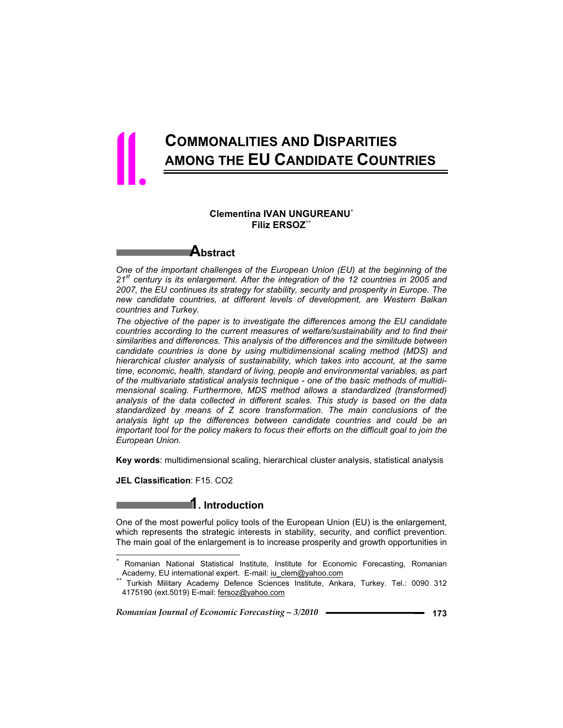# II. COMMONALITIES AND DISPARITIES AMONG THE EU CANDIDATE COUNTRIES

**Clementina IVAN UNGUREANU**[*]
**Filiz ERSOZ**[**]

## Abstract

*One of the important challenges of the European Union (EU) at the beginning of the 21st century is its enlargement. After the integration of the 12 countries in 2005 and 2007, the EU continues its strategy for stability, security and prosperity in Europe. The new candidate countries, at different levels of development, are Western Balkan countries and Turkey.*

*The objective of the paper is to investigate the differences among the EU candidate countries according to the current measures of welfare/sustainability and to find their similarities and differences. This analysis of the differences and the similitude between candidate countries is done by using multidimensional scaling method (MDS) and hierarchical cluster analysis of sustainability, which takes into account, at the same time, economic, health, standard of living, people and environmental variables, as part of the multivariate statistical analysis technique - one of the basic methods of multidimensional scaling. Furthermore, MDS method allows a standardized (transformed) analysis of the data collected in different scales. This study is based on the data standardized by means of Z score transformation. The main conclusions of the analysis light up the differences between candidate countries and could be an important tool for the policy makers to focus their efforts on the difficult goal to join the European Union.*

**Key words**: multidimensional scaling, hierarchical cluster analysis, statistical analysis

**JEL Classification**: F15. CO2

## 1. Introduction

One of the most powerful policy tools of the European Union (EU) is the enlargement, which represents the strategic interests in stability, security, and conflict prevention. The main goal of the enlargement is to increase prosperity and growth opportunities in

---

[*] Romanian National Statistical Institute, Institute for Economic Forecasting, Romanian Academy, EU international expert. E-mail: iu_clem@yahoo.com

[**] Turkish Military Academy Defence Sciences Institute, Ankara, Turkey. Tel.: 0090 312 4175190 (ext.5019) E-mail: fersoz@yahoo.com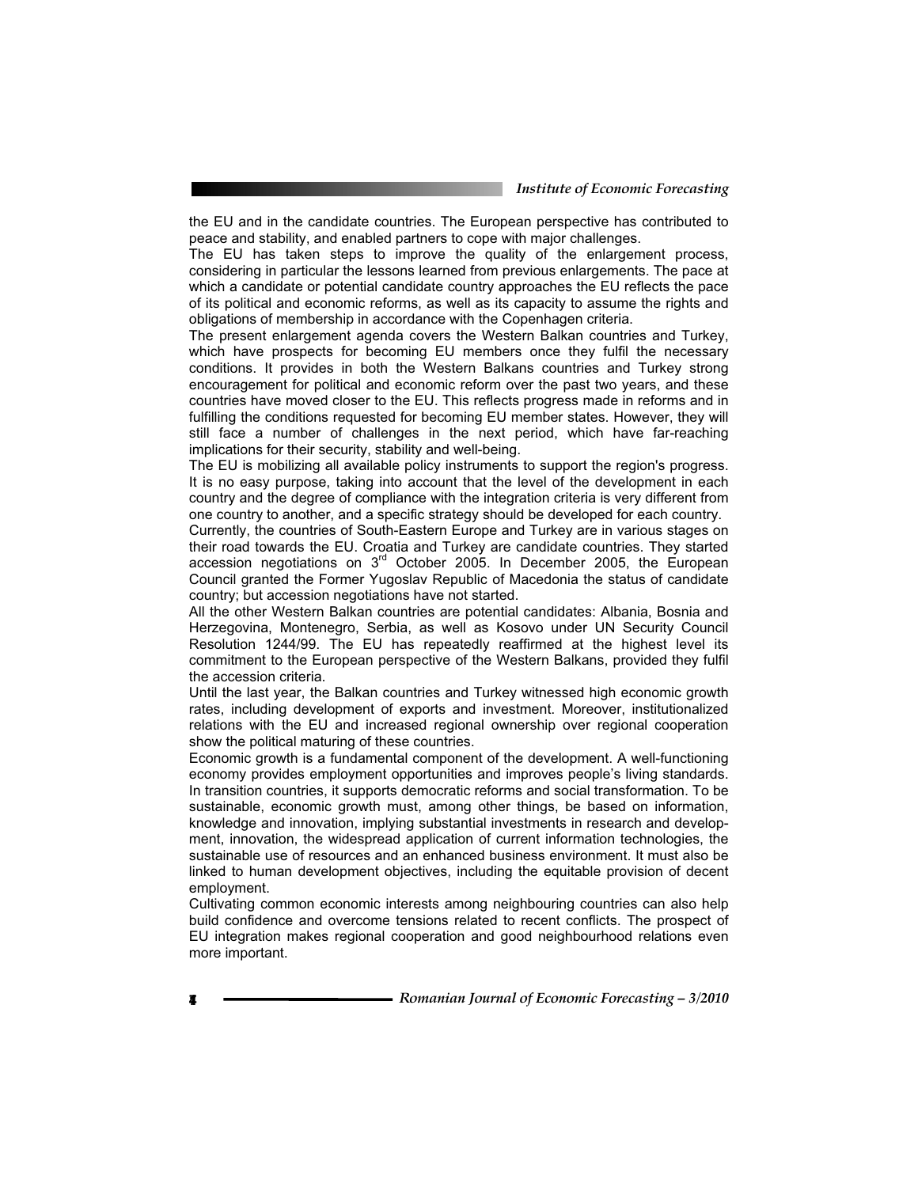the EU and in the candidate countries. The European perspective has contributed to peace and stability, and enabled partners to cope with major challenges.

The EU has taken steps to improve the quality of the enlargement process, considering in particular the lessons learned from previous enlargements. The pace at which a candidate or potential candidate country approaches the EU reflects the pace of its political and economic reforms, as well as its capacity to assume the rights and obligations of membership in accordance with the Copenhagen criteria.

The present enlargement agenda covers the Western Balkan countries and Turkey, which have prospects for becoming EU members once they fulfil the necessary conditions. It provides in both the Western Balkans countries and Turkey strong encouragement for political and economic reform over the past two years, and these countries have moved closer to the EU. This reflects progress made in reforms and in fulfilling the conditions requested for becoming EU member states. However, they will still face a number of challenges in the next period, which have far-reaching implications for their security, stability and well-being.

The EU is mobilizing all available policy instruments to support the region's progress. It is no easy purpose, taking into account that the level of the development in each country and the degree of compliance with the integration criteria is very different from one country to another, and a specific strategy should be developed for each country.

Currently, the countries of South-Eastern Europe and Turkey are in various stages on their road towards the EU. Croatia and Turkey are candidate countries. They started accession negotiations on 3rd October 2005. In December 2005, the European Council granted the Former Yugoslav Republic of Macedonia the status of candidate country; but accession negotiations have not started.

All the other Western Balkan countries are potential candidates: Albania, Bosnia and Herzegovina, Montenegro, Serbia, as well as Kosovo under UN Security Council Resolution 1244/99. The EU has repeatedly reaffirmed at the highest level its commitment to the European perspective of the Western Balkans, provided they fulfil the accession criteria.

Until the last year, the Balkan countries and Turkey witnessed high economic growth rates, including development of exports and investment. Moreover, institutionalized relations with the EU and increased regional ownership over regional cooperation show the political maturing of these countries.

Economic growth is a fundamental component of the development. A well-functioning economy provides employment opportunities and improves people's living standards. In transition countries, it supports democratic reforms and social transformation. To be sustainable, economic growth must, among other things, be based on information, knowledge and innovation, implying substantial investments in research and development, innovation, the widespread application of current information technologies, the sustainable use of resources and an enhanced business environment. It must also be linked to human development objectives, including the equitable provision of decent employment.

Cultivating common economic interests among neighbouring countries can also help build confidence and overcome tensions related to recent conflicts. The prospect of EU integration makes regional cooperation and good neighbourhood relations even more important.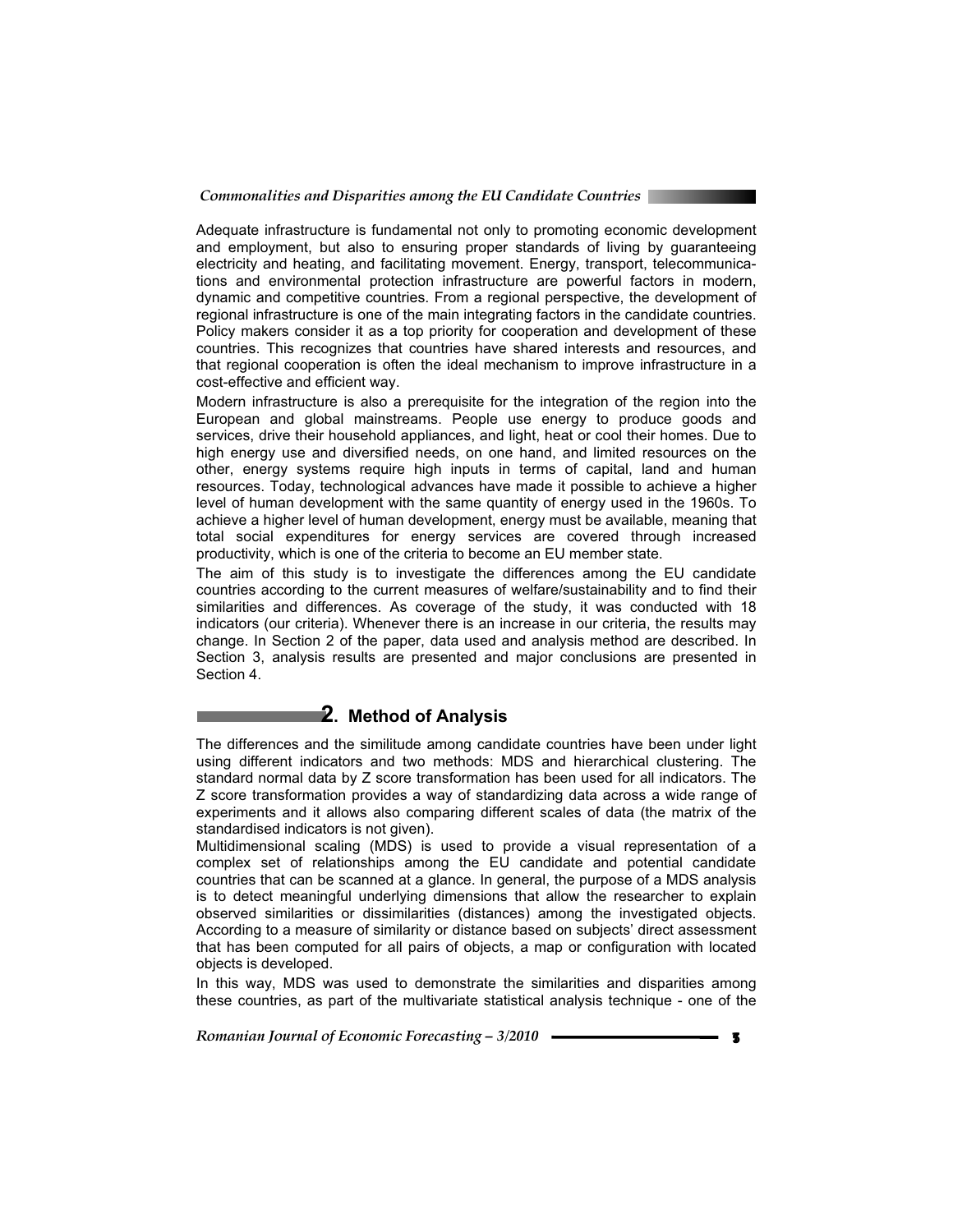Adequate infrastructure is fundamental not only to promoting economic development and employment, but also to ensuring proper standards of living by guaranteeing electricity and heating, and facilitating movement. Energy, transport, telecommunications and environmental protection infrastructure are powerful factors in modern, dynamic and competitive countries. From a regional perspective, the development of regional infrastructure is one of the main integrating factors in the candidate countries. Policy makers consider it as a top priority for cooperation and development of these countries. This recognizes that countries have shared interests and resources, and that regional cooperation is often the ideal mechanism to improve infrastructure in a cost-effective and efficient way.

Modern infrastructure is also a prerequisite for the integration of the region into the European and global mainstreams. People use energy to produce goods and services, drive their household appliances, and light, heat or cool their homes. Due to high energy use and diversified needs, on one hand, and limited resources on the other, energy systems require high inputs in terms of capital, land and human resources. Today, technological advances have made it possible to achieve a higher level of human development with the same quantity of energy used in the 1960s. To achieve a higher level of human development, energy must be available, meaning that total social expenditures for energy services are covered through increased productivity, which is one of the criteria to become an EU member state.

The aim of this study is to investigate the differences among the EU candidate countries according to the current measures of welfare/sustainability and to find their similarities and differences. As coverage of the study, it was conducted with 18 indicators (our criteria). Whenever there is an increase in our criteria, the results may change. In Section 2 of the paper, data used and analysis method are described. In Section 3, analysis results are presented and major conclusions are presented in Section 4.

## 2. Method of Analysis

The differences and the similitude among candidate countries have been under light using different indicators and two methods: MDS and hierarchical clustering. The standard normal data by Z score transformation has been used for all indicators. The Z score transformation provides a way of standardizing data across a wide range of experiments and it allows also comparing different scales of data (the matrix of the standardised indicators is not given).

Multidimensional scaling (MDS) is used to provide a visual representation of a complex set of relationships among the EU candidate and potential candidate countries that can be scanned at a glance. In general, the purpose of a MDS analysis is to detect meaningful underlying dimensions that allow the researcher to explain observed similarities or dissimilarities (distances) among the investigated objects. According to a measure of similarity or distance based on subjects' direct assessment that has been computed for all pairs of objects, a map or configuration with located objects is developed.

In this way, MDS was used to demonstrate the similarities and disparities among these countries, as part of the multivariate statistical analysis technique - one of the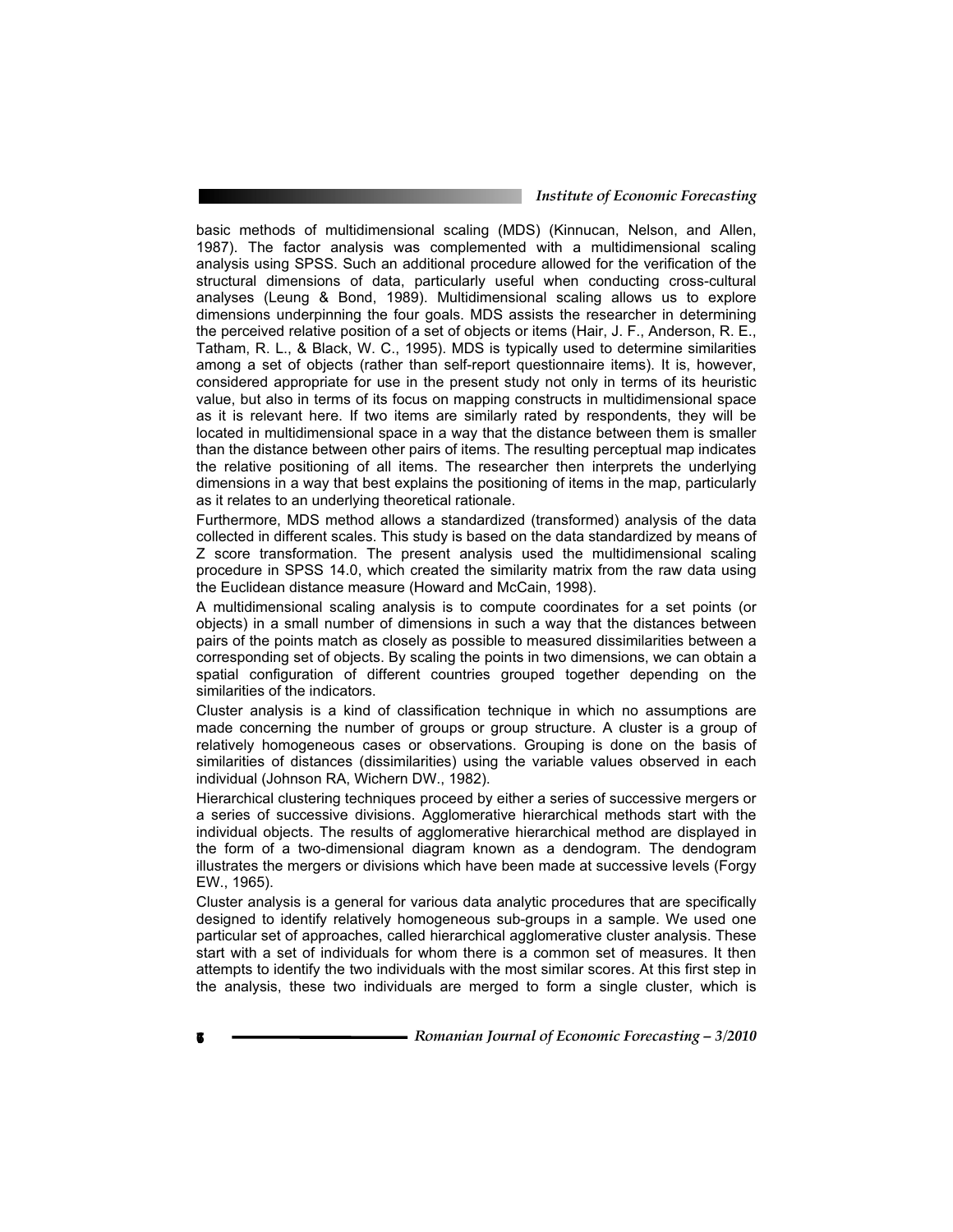basic methods of multidimensional scaling (MDS) (Kinnucan, Nelson, and Allen, 1987). The factor analysis was complemented with a multidimensional scaling analysis using SPSS. Such an additional procedure allowed for the verification of the structural dimensions of data, particularly useful when conducting cross-cultural analyses (Leung & Bond, 1989). Multidimensional scaling allows us to explore dimensions underpinning the four goals. MDS assists the researcher in determining the perceived relative position of a set of objects or items (Hair, J. F., Anderson, R. E., Tatham, R. L., & Black, W. C., 1995). MDS is typically used to determine similarities among a set of objects (rather than self-report questionnaire items). It is, however, considered appropriate for use in the present study not only in terms of its heuristic value, but also in terms of its focus on mapping constructs in multidimensional space as it is relevant here. If two items are similarly rated by respondents, they will be located in multidimensional space in a way that the distance between them is smaller than the distance between other pairs of items. The resulting perceptual map indicates the relative positioning of all items. The researcher then interprets the underlying dimensions in a way that best explains the positioning of items in the map, particularly as it relates to an underlying theoretical rationale.

Furthermore, MDS method allows a standardized (transformed) analysis of the data collected in different scales. This study is based on the data standardized by means of Z score transformation. The present analysis used the multidimensional scaling procedure in SPSS 14.0, which created the similarity matrix from the raw data using the Euclidean distance measure (Howard and McCain, 1998).

A multidimensional scaling analysis is to compute coordinates for a set points (or objects) in a small number of dimensions in such a way that the distances between pairs of the points match as closely as possible to measured dissimilarities between a corresponding set of objects. By scaling the points in two dimensions, we can obtain a spatial configuration of different countries grouped together depending on the similarities of the indicators.

Cluster analysis is a kind of classification technique in which no assumptions are made concerning the number of groups or group structure. A cluster is a group of relatively homogeneous cases or observations. Grouping is done on the basis of similarities of distances (dissimilarities) using the variable values observed in each individual (Johnson RA, Wichern DW., 1982).

Hierarchical clustering techniques proceed by either a series of successive mergers or a series of successive divisions. Agglomerative hierarchical methods start with the individual objects. The results of agglomerative hierarchical method are displayed in the form of a two-dimensional diagram known as a dendogram. The dendogram illustrates the mergers or divisions which have been made at successive levels (Forgy EW., 1965).

Cluster analysis is a general for various data analytic procedures that are specifically designed to identify relatively homogeneous sub-groups in a sample. We used one particular set of approaches, called hierarchical agglomerative cluster analysis. These start with a set of individuals for whom there is a common set of measures. It then attempts to identify the two individuals with the most similar scores. At this first step in the analysis, these two individuals are merged to form a single cluster, which is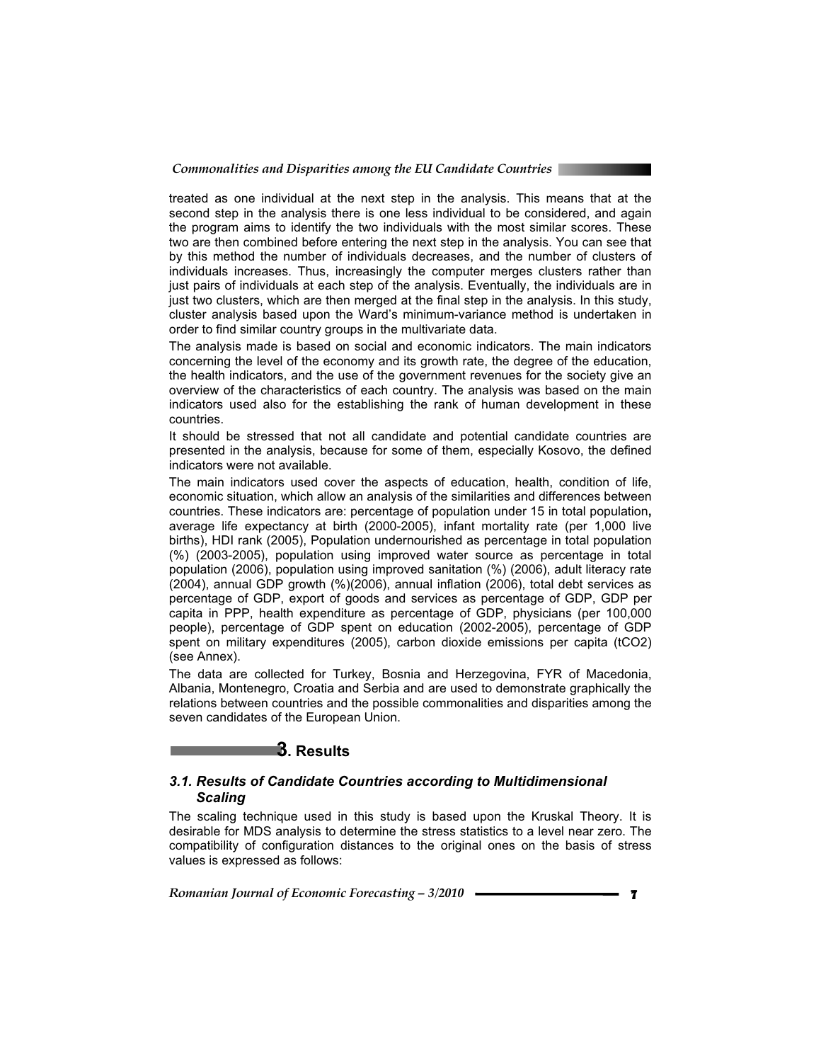treated as one individual at the next step in the analysis. This means that at the second step in the analysis there is one less individual to be considered, and again the program aims to identify the two individuals with the most similar scores. These two are then combined before entering the next step in the analysis. You can see that by this method the number of individuals decreases, and the number of clusters of individuals increases. Thus, increasingly the computer merges clusters rather than just pairs of individuals at each step of the analysis. Eventually, the individuals are in just two clusters, which are then merged at the final step in the analysis. In this study, cluster analysis based upon the Ward's minimum-variance method is undertaken in order to find similar country groups in the multivariate data.

The analysis made is based on social and economic indicators. The main indicators concerning the level of the economy and its growth rate, the degree of the education, the health indicators, and the use of the government revenues for the society give an overview of the characteristics of each country. The analysis was based on the main indicators used also for the establishing the rank of human development in these countries.

It should be stressed that not all candidate and potential candidate countries are presented in the analysis, because for some of them, especially Kosovo, the defined indicators were not available.

The main indicators used cover the aspects of education, health, condition of life, economic situation, which allow an analysis of the similarities and differences between countries. These indicators are: percentage of population under 15 in total population**,** average life expectancy at birth (2000-2005), infant mortality rate (per 1,000 live births), HDI rank (2005), Population undernourished as percentage in total population (%) (2003-2005), population using improved water source as percentage in total population (2006), population using improved sanitation (%) (2006), adult literacy rate (2004), annual GDP growth (%)(2006), annual inflation (2006), total debt services as percentage of GDP, export of goods and services as percentage of GDP, GDP per capita in PPP, health expenditure as percentage of GDP, physicians (per 100,000 people), percentage of GDP spent on education (2002-2005), percentage of GDP spent on military expenditures (2005), carbon dioxide emissions per capita ($tCO_2$) (see Annex).

The data are collected for Turkey, Bosnia and Herzegovina, FYR of Macedonia, Albania, Montenegro, Croatia and Serbia and are used to demonstrate graphically the relations between countries and the possible commonalities and disparities among the seven candidates of the European Union.

## 3. Results

### *3.1. Results of Candidate Countries according to Multidimensional Scaling*

The scaling technique used in this study is based upon the Kruskal Theory. It is desirable for MDS analysis to determine the stress statistics to a level near zero. The compatibility of configuration distances to the original ones on the basis of stress values is expressed as follows: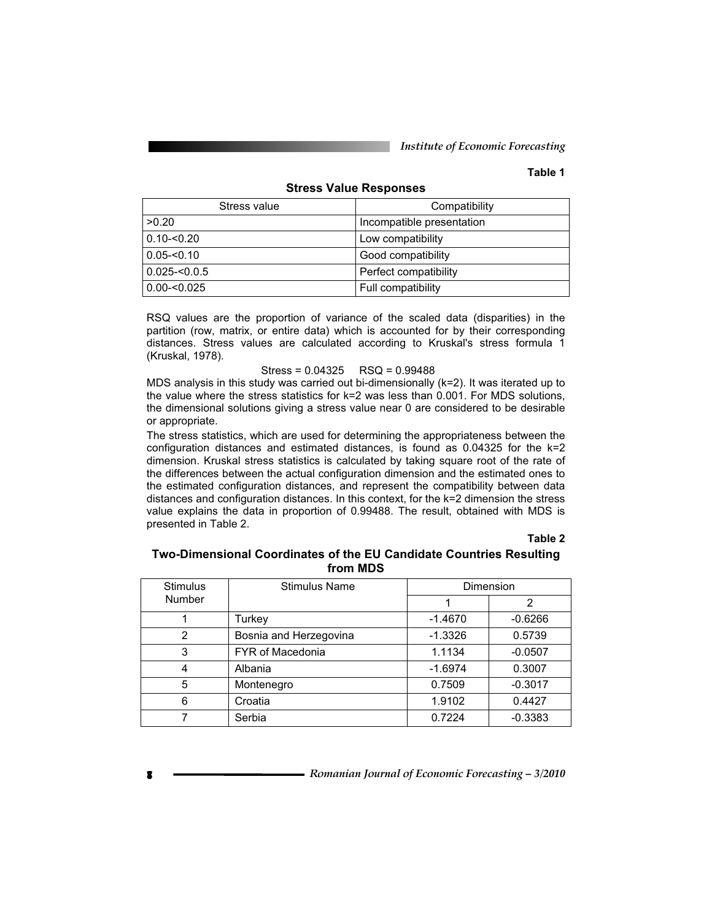**Table 1**

**Stress Value Responses**

| Stress value | Compatibility |
| --- | --- |
| >0.20 | Incompatible presentation |
| 0.10-<0.20 | Low compatibility |
| 0.05-<0.10 | Good compatibility |
| 0.025-<0.0.5 | Perfect compatibility |
| 0.00-<0.025 | Full compatibility |

RSQ values are the proportion of variance of the scaled data (disparities) in the partition (row, matrix, or entire data) which is accounted for by their corresponding distances. Stress values are calculated according to Kruskal's stress formula 1 (Kruskal, 1978).

Stress = 0.04325 RSQ = 0.99488

MDS analysis in this study was carried out bi-dimensionally (k=2). It was iterated up to the value where the stress statistics for k=2 was less than 0.001. For MDS solutions, the dimensional solutions giving a stress value near 0 are considered to be desirable or appropriate.

The stress statistics, which are used for determining the appropriateness between the configuration distances and estimated distances, is found as 0.04325 for the k=2 dimension. Kruskal stress statistics is calculated by taking square root of the rate of the differences between the actual configuration dimension and the estimated ones to the estimated configuration distances, and represent the compatibility between data distances and configuration distances. In this context, for the k=2 dimension the stress value explains the data in proportion of 0.99488. The result, obtained with MDS is presented in Table 2.

**Table 2**

**Two-Dimensional Coordinates of the EU Candidate Countries Resulting from MDS**

| Stimulus Number | Stimulus Name | Dimension | |
| --- | --- | --- | --- |
| | | 1 | 2 |
| 1 | Turkey | -1.4670 | -0.6266 |
| 2 | Bosnia and Herzegovina | -1.3326 | 0.5739 |
| 3 | FYR of Macedonia | 1.1134 | -0.0507 |
| 4 | Albania | -1.6974 | 0.3007 |
| 5 | Montenegro | 0.7509 | -0.3017 |
| 6 | Croatia | 1.9102 | 0.4427 |
| 7 | Serbia | 0.7224 | -0.3383 |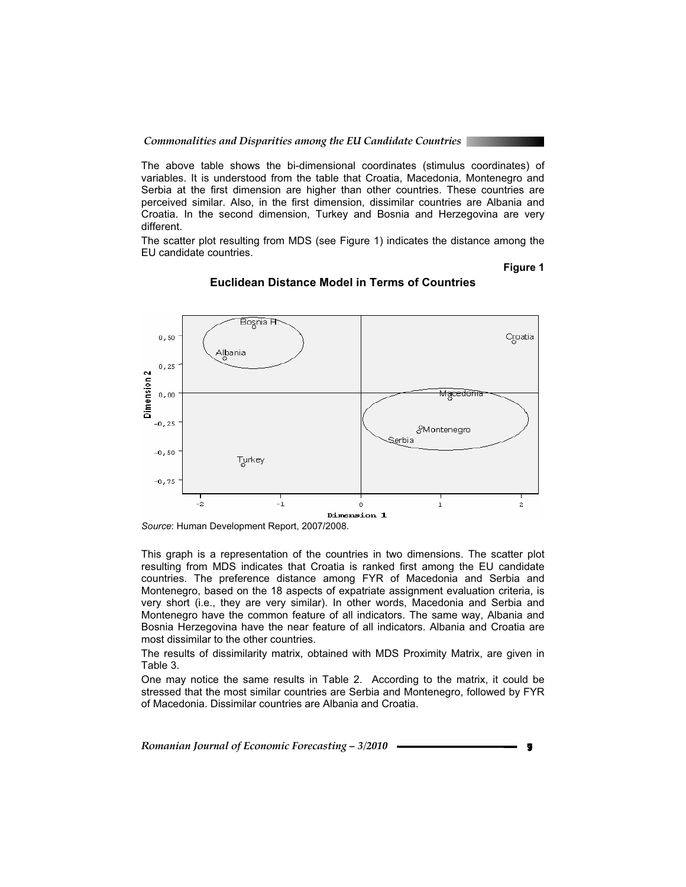The above table shows the bi-dimensional coordinates (stimulus coordinates) of variables. It is understood from the table that Croatia, Macedonia, Montenegro and Serbia at the first dimension are higher than other countries. These countries are perceived similar. Also, in the first dimension, dissimilar countries are Albania and Croatia. In the second dimension, Turkey and Bosnia and Herzegovina are very different.

The scatter plot resulting from MDS (see Figure 1) indicates the distance among the EU candidate countries.

**Figure 1**

**Euclidean Distance Model in Terms of Countries**

*Source*: Human Development Report, 2007/2008.

This graph is a representation of the countries in two dimensions. The scatter plot resulting from MDS indicates that Croatia is ranked first among the EU candidate countries. The preference distance among FYR of Macedonia and Serbia and Montenegro, based on the 18 aspects of expatriate assignment evaluation criteria, is very short (i.e., they are very similar). In other words, Macedonia and Serbia and Montenegro have the common feature of all indicators. The same way, Albania and Bosnia Herzegovina have the near feature of all indicators. Albania and Croatia are most dissimilar to the other countries.

The results of dissimilarity matrix, obtained with MDS Proximity Matrix, are given in Table 3.

One may notice the same results in Table 2. According to the matrix, it could be stressed that the most similar countries are Serbia and Montenegro, followed by FYR of Macedonia. Dissimilar countries are Albania and Croatia.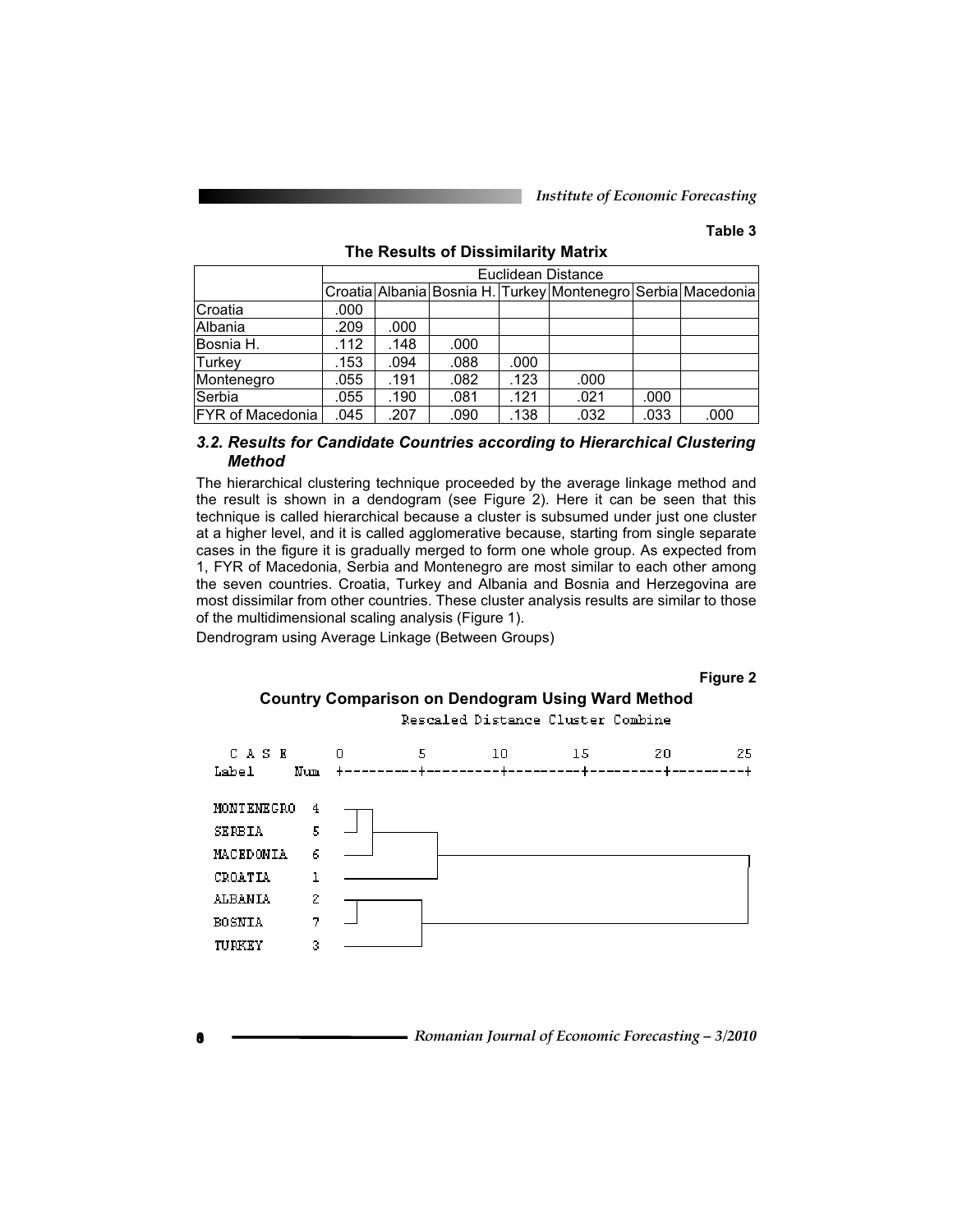**Table 3**

**The Results of Dissimilarity Matrix**

| | Euclidean Distance | | | | | | |
|---|---|---|---|---|---|---|---|
| | Croatia | Albania | Bosnia H. | Turkey | Montenegro | Serbia | Macedonia |
| Croatia | .000 | | | | | | |
| Albania | .209 | .000 | | | | | |
| Bosnia H. | .112 | .148 | .000 | | | | |
| Turkey | .153 | .094 | .088 | .000 | | | |
| Montenegro | .055 | .191 | .082 | .123 | .000 | | |
| Serbia | .055 | .190 | .081 | .121 | .021 | .000 | |
| FYR of Macedonia | .045 | .207 | .090 | .138 | .032 | .033 | .000 |

### *3.2. Results for Candidate Countries according to Hierarchical Clustering Method*

The hierarchical clustering technique proceeded by the average linkage method and the result is shown in a dendogram (see Figure 2). Here it can be seen that this technique is called hierarchical because a cluster is subsumed under just one cluster at a higher level, and it is called agglomerative because, starting from single separate cases in the figure it is gradually merged to form one whole group. As expected from 1, FYR of Macedonia, Serbia and Montenegro are most similar to each other among the seven countries. Croatia, Turkey and Albania and Bosnia and Herzegovina are most dissimilar from other countries. These cluster analysis results are similar to those of the multidimensional scaling analysis (Figure 1).

Dendrogram using Average Linkage (Between Groups)

**Figure 2**

**Country Comparison on Dendogram Using Ward Method**

```
                         Rescaled Distance Cluster Combine

  C A S E      0         5        10        15        20        25
  Label   Num  +---------+---------+---------+---------+---------+

  MONTENEGRO 4
  SERBIA     5
  MACEDONIA  6
  CROATIA    1
  ALBANIA    2
  BOSNIA     7
  TURKEY     3
```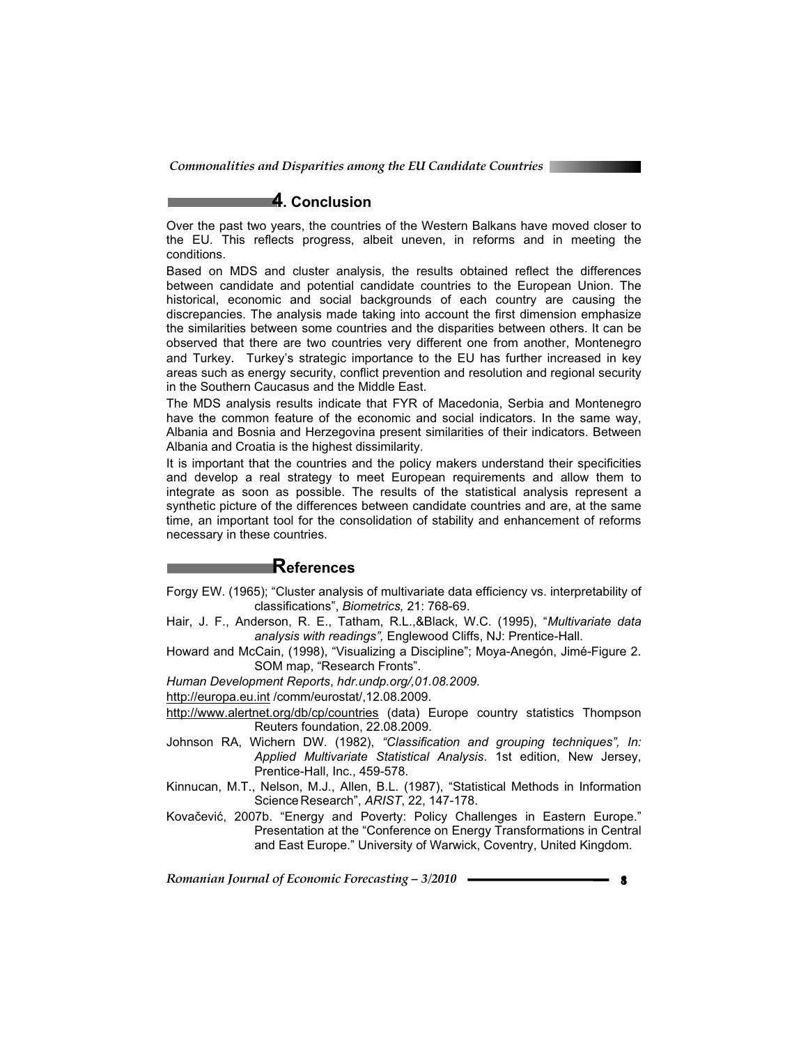## 4. Conclusion

Over the past two years, the countries of the Western Balkans have moved closer to the EU. This reflects progress, albeit uneven, in reforms and in meeting the conditions.

Based on MDS and cluster analysis, the results obtained reflect the differences between candidate and potential candidate countries to the European Union. The historical, economic and social backgrounds of each country are causing the discrepancies. The analysis made taking into account the first dimension emphasize the similarities between some countries and the disparities between others. It can be observed that there are two countries very different one from another, Montenegro and Turkey. Turkey's strategic importance to the EU has further increased in key areas such as energy security, conflict prevention and resolution and regional security in the Southern Caucasus and the Middle East.

The MDS analysis results indicate that FYR of Macedonia, Serbia and Montenegro have the common feature of the economic and social indicators. In the same way, Albania and Bosnia and Herzegovina present similarities of their indicators. Between Albania and Croatia is the highest dissimilarity.

It is important that the countries and the policy makers understand their specificities and develop a real strategy to meet European requirements and allow them to integrate as soon as possible. The results of the statistical analysis represent a synthetic picture of the differences between candidate countries and are, at the same time, an important tool for the consolidation of stability and enhancement of reforms necessary in these countries.

## References

Forgy EW. (1965); "Cluster analysis of multivariate data efficiency vs. interpretability of classifications", *Biometrics,* 21: 768-69.

Hair, J. F., Anderson, R. E., Tatham, R.L.,&Black, W.C. (1995), "*Multivariate data analysis with readings",* Englewood Cliffs, NJ: Prentice-Hall.

Howard and McCain, (1998), "Visualizing a Discipline"; Moya-Anegón, Jimé-Figure 2. SOM map, "Research Fronts".

*Human Development Reports*, *hdr.undp.org/,01.08.2009.*

http://europa.eu.int /comm/eurostat/,12.08.2009.

http://www.alertnet.org/db/cp/countries (data) Europe country statistics Thompson Reuters foundation, 22.08.2009.

Johnson RA, Wichern DW. (1982), *"Classification and grouping techniques", In: Applied Multivariate Statistical Analysis*. 1st edition, New Jersey, Prentice-Hall, Inc., 459-578.

Kinnucan, M.T., Nelson, M.J., Allen, B.L. (1987), "Statistical Methods in Information Science Research", *ARIST*, 22, 147-178.

Kovačević, 2007b. "Energy and Poverty: Policy Challenges in Eastern Europe." Presentation at the "Conference on Energy Transformations in Central and East Europe." University of Warwick, Coventry, United Kingdom.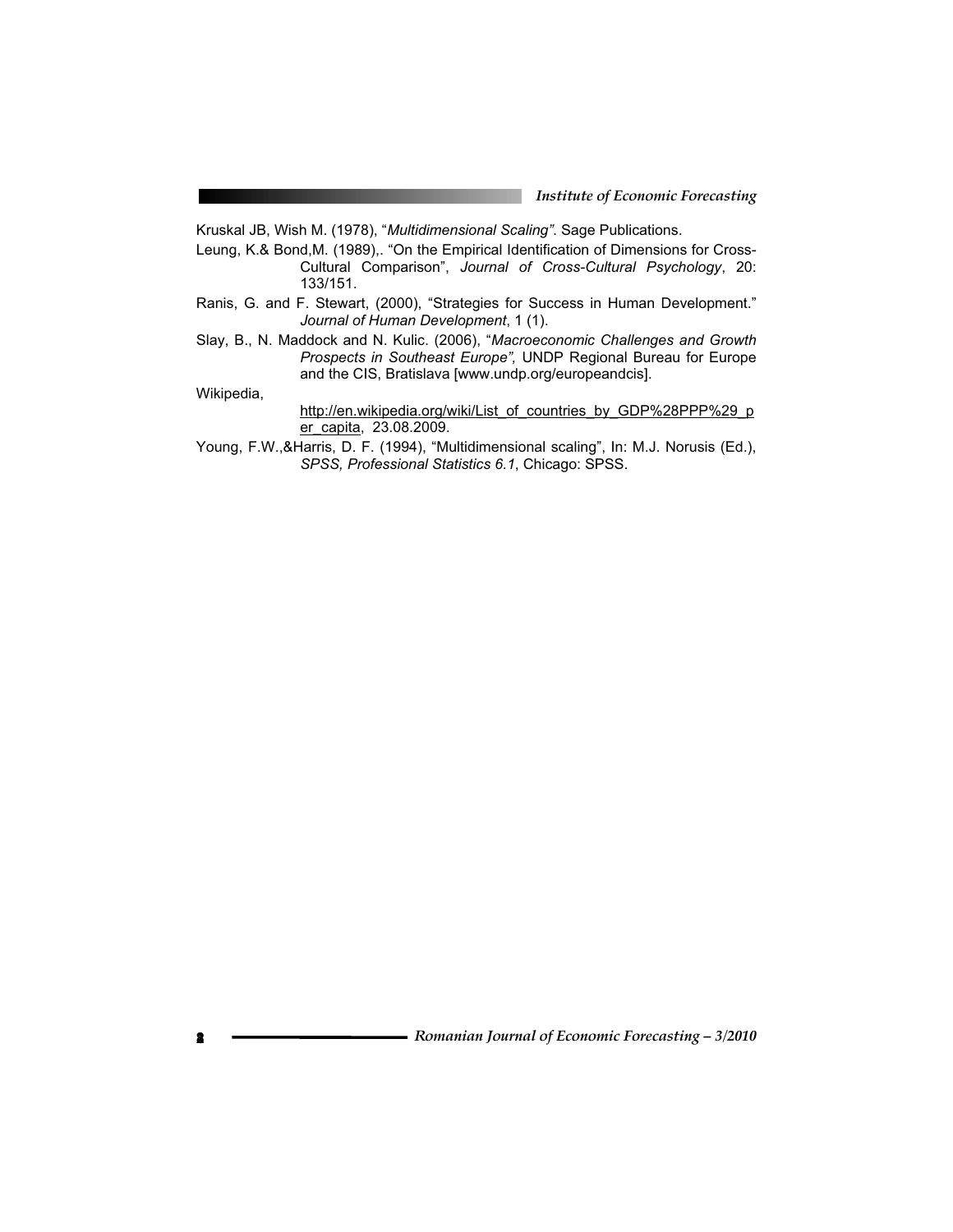Kruskal JB, Wish M. (1978), "*Multidimensional Scaling*". Sage Publications.

Leung, K.& Bond,M. (1989),. "On the Empirical Identification of Dimensions for Cross-Cultural Comparison", *Journal of Cross-Cultural Psychology*, 20: 133/151.

Ranis, G. and F. Stewart, (2000), "Strategies for Success in Human Development." *Journal of Human Development*, 1 (1).

Slay, B., N. Maddock and N. Kulic. (2006), "*Macroeconomic Challenges and Growth Prospects in Southeast Europe",* UNDP Regional Bureau for Europe and the CIS, Bratislava [www.undp.org/europeandcis].

Wikipedia, http://en.wikipedia.org/wiki/List_of_countries_by_GDP%28PPP%29_per_capita, 23.08.2009.

Young, F.W.,&Harris, D. F. (1994), "Multidimensional scaling", In: M.J. Norusis (Ed.), *SPSS, Professional Statistics 6.1*, Chicago: SPSS.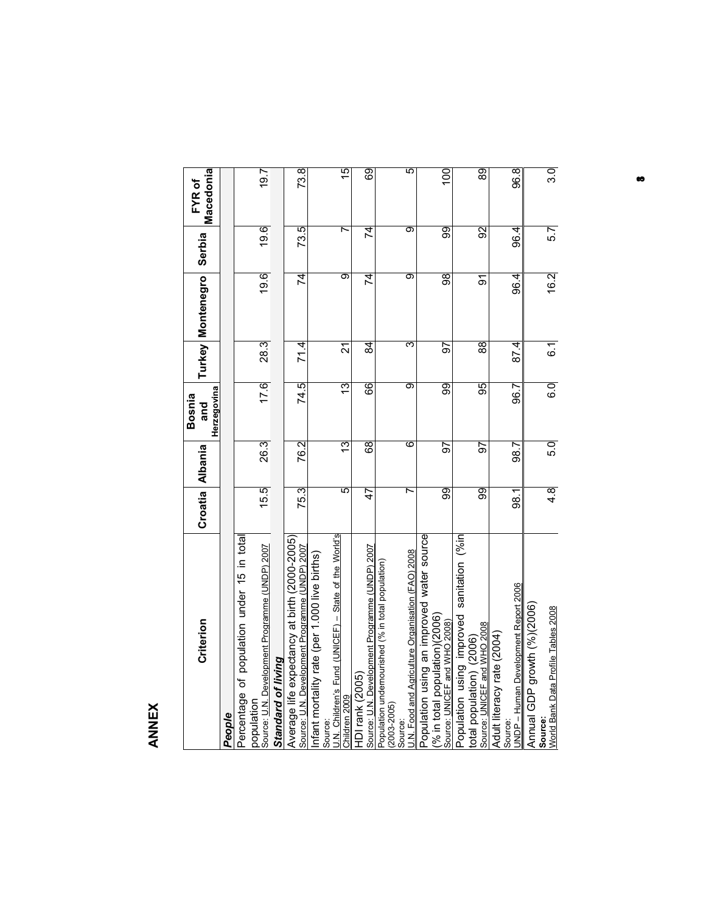# ANNEX

| Criterion | Croatia | Albania | Bosnia and Herzegovina | Turkey | Montenegro | Serbia | FYR of Macedonia |
|---|---|---|---|---|---|---|---|
| ***People*** | | | | | | | |
| Percentage of population under 15 in total population<br>Source: U.N. Development Programme (UNDP) 2007 | 15.5 | 26.3 | 17.6 | 28.3 | 19.6 | 19.6 | 19.7 |
| ***Standard of living*** | | | | | | | |
| Average life expectancy at birth (2000-2005)<br>Source: U.N. Development Programme (UNDP) 2007 | 75.3 | 76.2 | 74.5 | 71.4 | 74 | 73.5 | 73.8 |
| Infant mortality rate (per 1.000 live births)<br>Source:<br>U.N. Children's Fund (UNICEF) – State of the World's Children 2009 | 5 | 13 | 13 | 21 | 9 | 7 | 15 |
| HDI rank (2005)<br>Source: U.N. Development Programme (UNDP) 2007 | 47 | 68 | 66 | 84 | 74 | 74 | 69 |
| Population undernourished (% in total population) (2003-2005)<br>Source:<br>U.N. Food and Agriculture Organisation (FAO) 2008 | 7 | 6 | 9 | 3 | 9 | 9 | 5 |
| Population using an improved water source (% in total population)(2006)<br>Source: UNICEF and WHO 2008 | 99 | 97 | 99 | 97 | 98 | 99 | 100 |
| Population using improved sanitation (%in total population) (2006)<br>Source: UNICEF and WHO 2008 | 99 | 97 | 95 | 88 | 91 | 92 | 89 |
| Adult literacy rate (2004)<br>Source:<br>UNDP – Human Development Report 2006 | 98.1 | 98.7 | 96.7 | 87.4 | 96.4 | 96.4 | 96.8 |
| Annual GDP growth (%)(2006)<br>**Source:**<br>World Bank Data Profile Tables 2008 | 4.8 | 5.0 | 6.0 | 6.1 | 16.2 | 5.7 | 3.0 |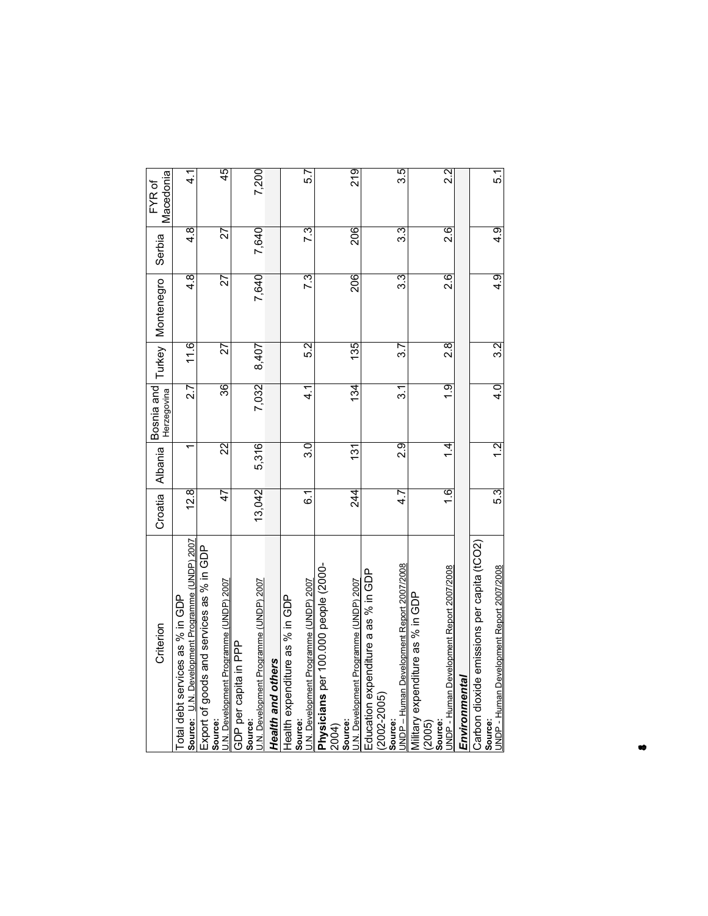| Criterion | Croatia | Albania | Bosnia and Herzegovina | Turkey | Montenegro | Serbia | FYR of Macedonia |
|---|---|---|---|---|---|---|---|
| Total debt services as % in GDP **Source:** U.N. Development Programme (UNDP) 2007 | 12.8 | 1 | 2.7 | 11.6 | 4.8 | 4.8 | 4.1 |
| Export of goods and services as % in GDP **Source:** U.N. Development Programme (UNDP) 2007 | 47 | 22 | 36 | 27 | 27 | 27 | 45 |
| GDP per capita in PPP **Source:** U.N. Development Programme (UNDP) 2007 | 13,042 | 5,316 | 7,032 | 8,407 | 7,640 | 7,640 | 7,200 |
| ***Health and others*** | | | | | | | |
| Health expenditure as % in GDP **Source:** U.N. Development Programme (UNDP) 2007 | 6.1 | 3.0 | 4.1 | 5.2 | 7.3 | 7.3 | 5.7 |
| **Physicians** per 100.000 people (2000-2004) **Source:** U.N. Development Programme (UNDP) 2007 | 244 | 131 | 134 | 135 | 206 | 206 | 219 |
| Education expenditure a as % in GDP (2002-2005) **Source:** UNDP – Human Development Report 2007/2008 | 4.7 | 2.9 | 3.1 | 3.7 | 3.3 | 3.3 | 3.5 |
| Military expenditure as % in GDP (2005) **Source:** UNDP - Human Development Report 2007/2008 | 1.6 | 1.4 | 1.9 | 2.8 | 2.6 | 2.6 | 2.2 |
| ***Environmental*** | | | | | | | |
| Carbon dioxide emissions per capita (tCO2) **Source:** UNDP - Human Development Report 2007/2008 | 5.3 | 1.2 | 4.0 | 3.2 | 4.9 | 4.9 | 5.1 |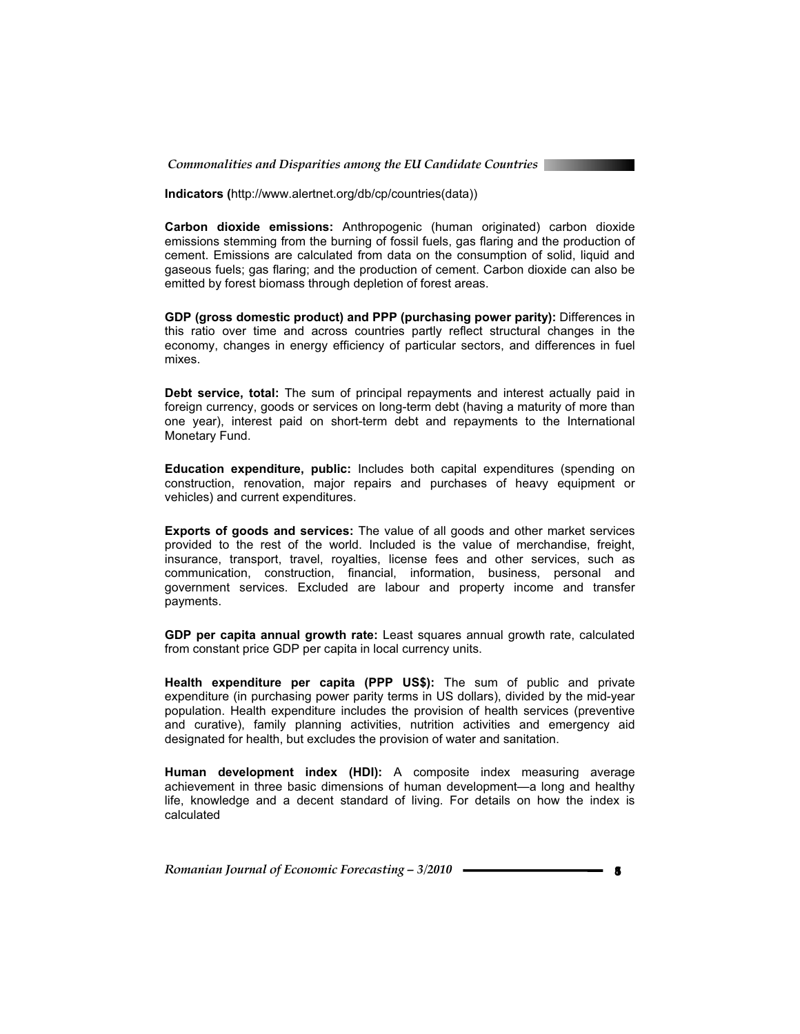**Indicators (**http://www.alertnet.org/db/cp/countries(data))

**Carbon dioxide emissions:** Anthropogenic (human originated) carbon dioxide emissions stemming from the burning of fossil fuels, gas flaring and the production of cement. Emissions are calculated from data on the consumption of solid, liquid and gaseous fuels; gas flaring; and the production of cement. Carbon dioxide can also be emitted by forest biomass through depletion of forest areas.

**GDP (gross domestic product) and PPP (purchasing power parity):** Differences in this ratio over time and across countries partly reflect structural changes in the economy, changes in energy efficiency of particular sectors, and differences in fuel mixes.

**Debt service, total:** The sum of principal repayments and interest actually paid in foreign currency, goods or services on long-term debt (having a maturity of more than one year), interest paid on short-term debt and repayments to the International Monetary Fund.

**Education expenditure, public:** Includes both capital expenditures (spending on construction, renovation, major repairs and purchases of heavy equipment or vehicles) and current expenditures.

**Exports of goods and services:** The value of all goods and other market services provided to the rest of the world. Included is the value of merchandise, freight, insurance, transport, travel, royalties, license fees and other services, such as communication, construction, financial, information, business, personal and government services. Excluded are labour and property income and transfer payments.

**GDP per capita annual growth rate:** Least squares annual growth rate, calculated from constant price GDP per capita in local currency units.

**Health expenditure per capita (PPP US$):** The sum of public and private expenditure (in purchasing power parity terms in US dollars), divided by the mid-year population. Health expenditure includes the provision of health services (preventive and curative), family planning activities, nutrition activities and emergency aid designated for health, but excludes the provision of water and sanitation.

**Human development index (HDI):** A composite index measuring average achievement in three basic dimensions of human development—a long and healthy life, knowledge and a decent standard of living. For details on how the index is calculated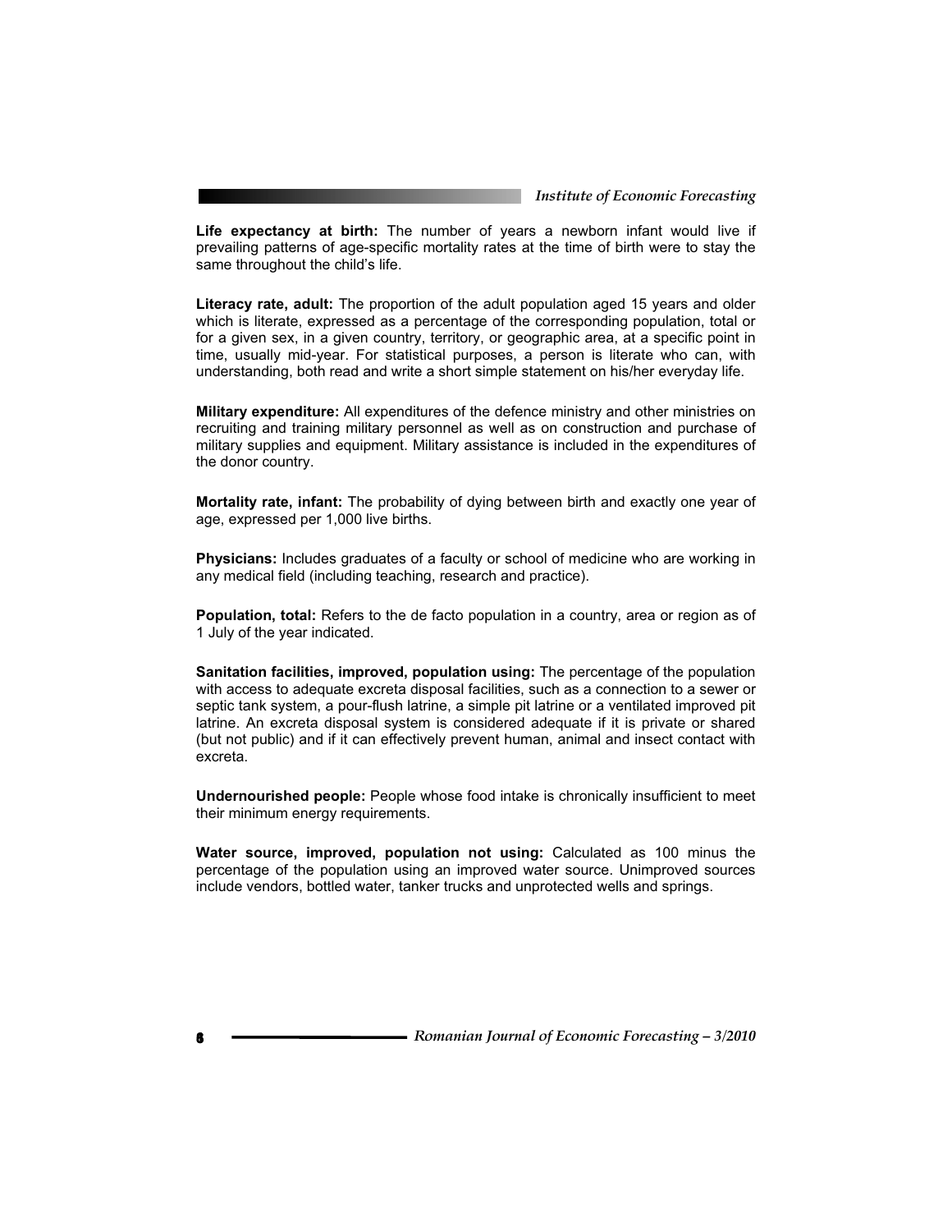**Life expectancy at birth:** The number of years a newborn infant would live if prevailing patterns of age-specific mortality rates at the time of birth were to stay the same throughout the child's life.

**Literacy rate, adult:** The proportion of the adult population aged 15 years and older which is literate, expressed as a percentage of the corresponding population, total or for a given sex, in a given country, territory, or geographic area, at a specific point in time, usually mid-year. For statistical purposes, a person is literate who can, with understanding, both read and write a short simple statement on his/her everyday life.

**Military expenditure:** All expenditures of the defence ministry and other ministries on recruiting and training military personnel as well as on construction and purchase of military supplies and equipment. Military assistance is included in the expenditures of the donor country.

**Mortality rate, infant:** The probability of dying between birth and exactly one year of age, expressed per 1,000 live births.

**Physicians:** Includes graduates of a faculty or school of medicine who are working in any medical field (including teaching, research and practice).

**Population, total:** Refers to the de facto population in a country, area or region as of 1 July of the year indicated.

**Sanitation facilities, improved, population using:** The percentage of the population with access to adequate excreta disposal facilities, such as a connection to a sewer or septic tank system, a pour-flush latrine, a simple pit latrine or a ventilated improved pit latrine. An excreta disposal system is considered adequate if it is private or shared (but not public) and if it can effectively prevent human, animal and insect contact with excreta.

**Undernourished people:** People whose food intake is chronically insufficient to meet their minimum energy requirements.

**Water source, improved, population not using:** Calculated as 100 minus the percentage of the population using an improved water source. Unimproved sources include vendors, bottled water, tanker trucks and unprotected wells and springs.